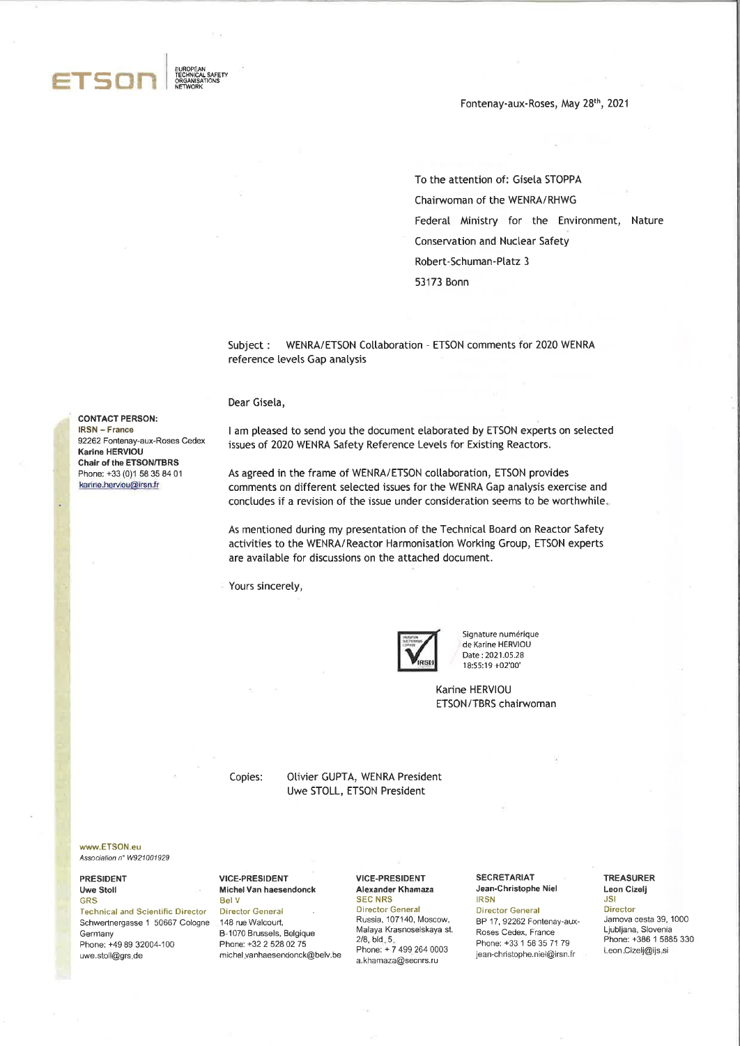ETSON | EUROPEAN TECHNICAL SAFETY ORGANISATIONS NETWORK

Fontenay-aux-Roses, May 28th, 2021

To the attention of: Gisela STOPPA
Chairwoman of the WENRA/RHWG
Federal Ministry for the Environment, Nature Conservation and Nuclear Safety
Robert-Schuman-Platz 3
53173 Bonn

**CONTACT PERSON:**
**IRSN – France**
92262 Fontenay-aux-Roses Cedex
**Karine HERVIOU**
**Chair of the ETSON/TBRS**
Phone: +33 (0)1 58 35 84 01
karine.herviou@irsn.fr

Subject : WENRA/ETSON Collaboration - ETSON comments for 2020 WENRA reference levels Gap analysis

Dear Gisela,

I am pleased to send you the document elaborated by ETSON experts on selected issues of 2020 WENRA Safety Reference Levels for Existing Reactors.

As agreed in the frame of WENRA/ETSON collaboration, ETSON provides comments on different selected issues for the WENRA Gap analysis exercise and concludes if a revision of the issue under consideration seems to be worthwhile.

As mentioned during my presentation of the Technical Board on Reactor Safety activities to the WENRA/Reactor Harmonisation Working Group, ETSON experts are available for discussions on the attached document.

Yours sincerely,

Signature numérique de Karine HERVIOU
Date : 2021.05.28 18:55:19 +02'00'

Karine HERVIOU
ETSON/TBRS chairwoman

Copies: Olivier GUPTA, WENRA President
Uwe STOLL, ETSON President

www.ETSON.eu
*Association n° W921001929*

| PRESIDENT | VICE-PRESIDENT | VICE-PRESIDENT | SECRETARIAT | TREASURER |
|---|---|---|---|---|
| **Uwe Stoll** | **Michel Van haesendonck** | **Alexander Khamaza** | **Jean-Christophe Niel** | **Leon Cizelj** |
| GRS | Bel V | SEC NRS | IRSN | JSI |
| Technical and Scientific Director | Director General | Director General | Director General | Director |
| Schwertnergasse 1 50667 Cologne Germany | 148 rue Walcourt, B-1070 Brussels, Belgique | Russia, 107140, Moscow, Malaya Krasnoselskaya st. 2/8, bld. 5 | BP 17, 92262 Fontenay-aux-Roses Cedex, France | Jamova cesta 39, 1000 Ljubljana, Slovenia |
| Phone: +49 89 32004-100 | Phone: +32 2 528 02 75 | Phone: + 7 499 264 0003 | Phone: +33 1 58 35 71 79 | Phone: +386 1 5885 330 |
| uwe.stoll@grs.de | michel.vanhaesendonck@belv.be | a.khamaza@secnrs.ru | jean-christophe.niel@irsn.fr | Leon.Cizelj@ijs.si |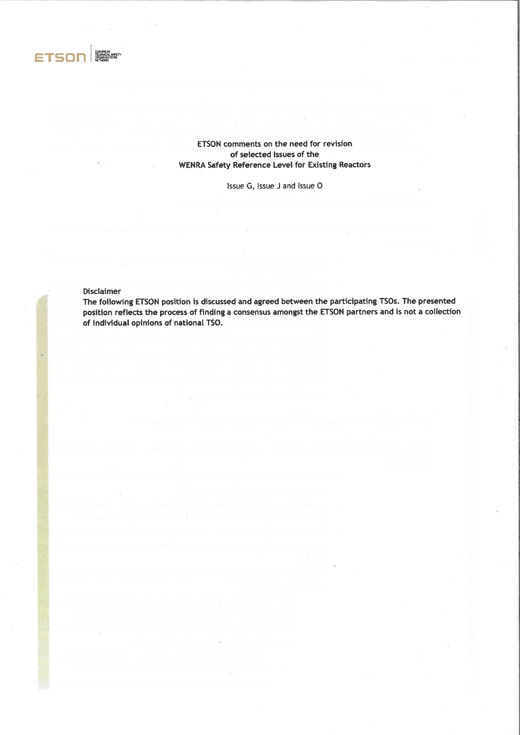**ETSON comments on the need for revision of selected Issues of the WENRA Safety Reference Level for Existing Reactors**

Issue G, Issue J and Issue O

**Disclaimer**

**The following ETSON position is discussed and agreed between the participating TSOs. The presented position reflects the process of finding a consensus amongst the ETSON partners and is not a collection of individual opinions of national TSO.**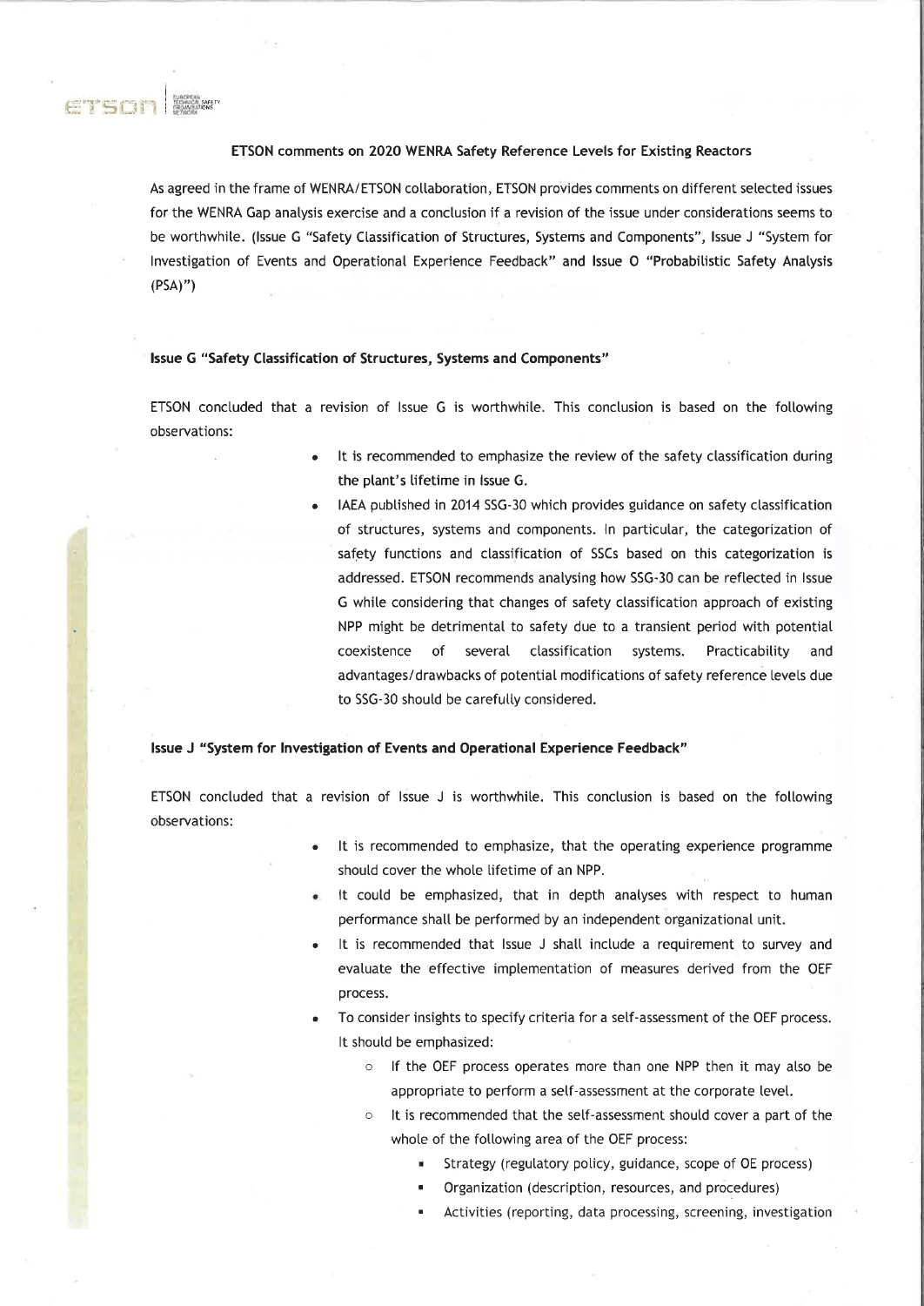### ETSON comments on 2020 WENRA Safety Reference Levels for Existing Reactors

As agreed in the frame of WENRA/ETSON collaboration, ETSON provides comments on different selected issues for the WENRA Gap analysis exercise and a conclusion if a revision of the issue under considerations seems to be worthwhile. (Issue G "Safety Classification of Structures, Systems and Components", Issue J "System for Investigation of Events and Operational Experience Feedback" and Issue O "Probabilistic Safety Analysis (PSA)")

#### Issue G "Safety Classification of Structures, Systems and Components"

ETSON concluded that a revision of Issue G is worthwhile. This conclusion is based on the following observations:

- It is recommended to emphasize the review of the safety classification during the plant's lifetime in Issue G.
- IAEA published in 2014 SSG-30 which provides guidance on safety classification of structures, systems and components. In particular, the categorization of safety functions and classification of SSCs based on this categorization is addressed. ETSON recommends analysing how SSG-30 can be reflected in Issue G while considering that changes of safety classification approach of existing NPP might be detrimental to safety due to a transient period with potential coexistence of several classification systems. Practicability and advantages/drawbacks of potential modifications of safety reference levels due to SSG-30 should be carefully considered.

#### Issue J "System for Investigation of Events and Operational Experience Feedback"

ETSON concluded that a revision of Issue J is worthwhile. This conclusion is based on the following observations:

- It is recommended to emphasize, that the operating experience programme should cover the whole lifetime of an NPP.
- It could be emphasized, that in depth analyses with respect to human performance shall be performed by an independent organizational unit.
- It is recommended that Issue J shall include a requirement to survey and evaluate the effective implementation of measures derived from the OEF process.
- To consider insights to specify criteria for a self-assessment of the OEF process. It should be emphasized:
  - If the OEF process operates more than one NPP then it may also be appropriate to perform a self-assessment at the corporate level.
  - It is recommended that the self-assessment should cover a part of the whole of the following area of the OEF process:
    - Strategy (regulatory policy, guidance, scope of OE process)
    - Organization (description, resources, and procedures)
    - Activities (reporting, data processing, screening, investigation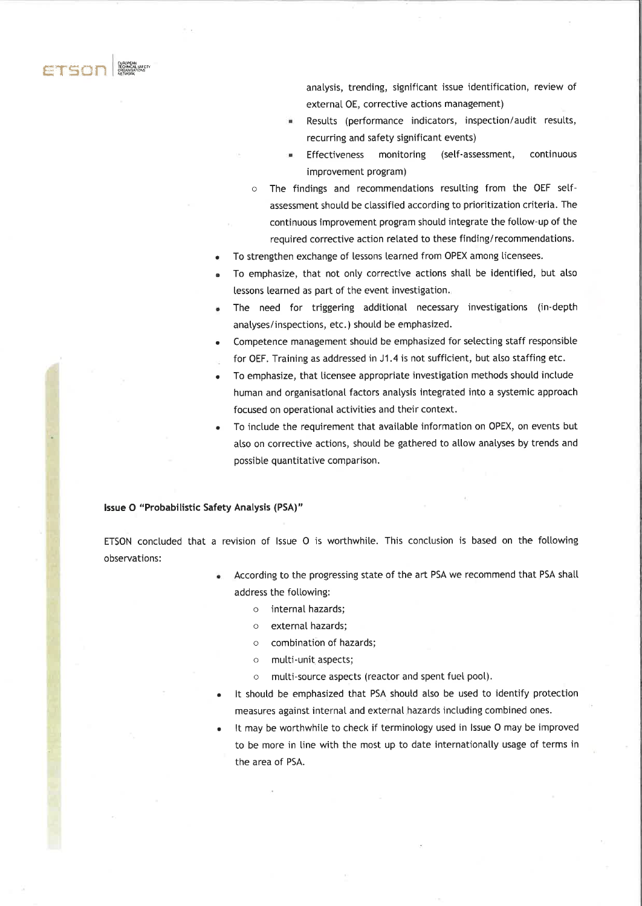analysis, trending, significant issue identification, review of external OE, corrective actions management)
    - Results (performance indicators, inspection/audit results, recurring and safety significant events)
    - Effectiveness monitoring (self-assessment, continuous improvement program)
  - The findings and recommendations resulting from the OEF self-assessment should be classified according to prioritization criteria. The continuous improvement program should integrate the follow-up of the required corrective action related to these finding/recommendations.
- To strengthen exchange of lessons learned from OPEX among licensees.
- To emphasize, that not only corrective actions shall be identified, but also lessons learned as part of the event investigation.
- The need for triggering additional necessary investigations (in-depth analyses/inspections, etc.) should be emphasized.
- Competence management should be emphasized for selecting staff responsible for OEF. Training as addressed in J1.4 is not sufficient, but also staffing etc.
- To emphasize, that licensee appropriate investigation methods should include human and organisational factors analysis integrated into a systemic approach focused on operational activities and their context.
- To include the requirement that available information on OPEX, on events but also on corrective actions, should be gathered to allow analyses by trends and possible quantitative comparison.

**Issue O "Probabilistic Safety Analysis (PSA)"**

ETSON concluded that a revision of Issue O is worthwhile. This conclusion is based on the following observations:

- According to the progressing state of the art PSA we recommend that PSA shall address the following:
  - internal hazards;
  - external hazards;
  - combination of hazards;
  - multi-unit aspects;
  - multi-source aspects (reactor and spent fuel pool).
- It should be emphasized that PSA should also be used to identify protection measures against internal and external hazards including combined ones.
- It may be worthwhile to check if terminology used in Issue O may be improved to be more in line with the most up to date internationally usage of terms in the area of PSA.